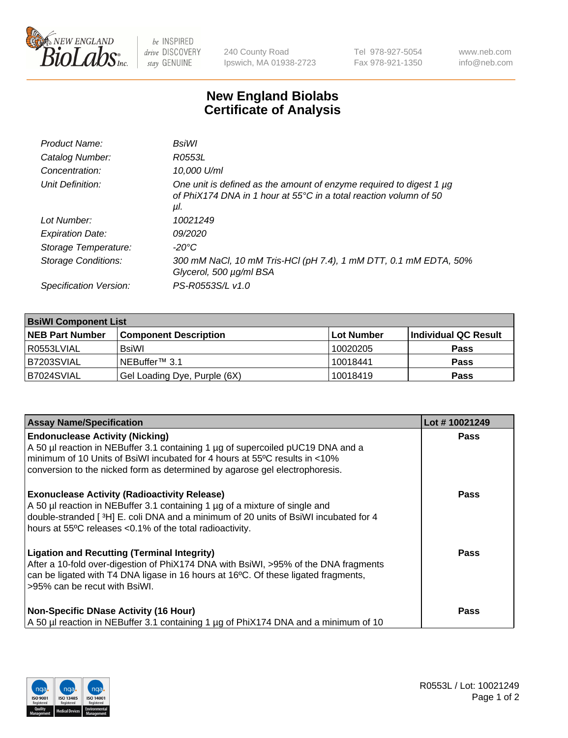New England BioLabs Inc. — be INSPIRED drive DISCOVERY stay GENUINE

240 County Road
Ipswich, MA 01938-2723

Tel 978-927-5054
Fax 978-921-1350

www.neb.com
info@neb.com

# New England Biolabs
# Certificate of Analysis

| | |
|---|---|
| *Product Name:* | *BsiWI* |
| *Catalog Number:* | *R0553L* |
| *Concentration:* | *10,000 U/ml* |
| *Unit Definition:* | *One unit is defined as the amount of enzyme required to digest 1 µg of PhiX174 DNA in 1 hour at 55°C in a total reaction volumn of 50 µl.* |
| *Lot Number:* | *10021249* |
| *Expiration Date:* | *09/2020* |
| *Storage Temperature:* | *-20°C* |
| *Storage Conditions:* | *300 mM NaCl, 10 mM Tris-HCl (pH 7.4), 1 mM DTT, 0.1 mM EDTA, 50% Glycerol, 500 µg/ml BSA* |
| *Specification Version:* | *PS-R0553S/L v1.0* |

| **BsiWI Component List** | | | |
|---|---|---|---|
| **NEB Part Number** | **Component Description** | **Lot Number** | **Individual QC Result** |
| R0553LVIAL | BsiWI | 10020205 | **Pass** |
| B7203SVIAL | NEBuffer™ 3.1 | 10018441 | **Pass** |
| B7024SVIAL | Gel Loading Dye, Purple (6X) | 10018419 | **Pass** |

| **Assay Name/Specification** | **Lot # 10021249** |
|---|---|
| **Endonuclease Activity (Nicking)** A 50 µl reaction in NEBuffer 3.1 containing 1 µg of supercoiled pUC19 DNA and a minimum of 10 Units of BsiWI incubated for 4 hours at 55ºC results in <10% conversion to the nicked form as determined by agarose gel electrophoresis. | **Pass** |
| **Exonuclease Activity (Radioactivity Release)** A 50 µl reaction in NEBuffer 3.1 containing 1 µg of a mixture of single and double-stranded [ $^3$H] E. coli DNA and a minimum of 20 units of BsiWI incubated for 4 hours at 55ºC releases <0.1% of the total radioactivity. | **Pass** |
| **Ligation and Recutting (Terminal Integrity)** After a 10-fold over-digestion of PhiX174 DNA with BsiWI, >95% of the DNA fragments can be ligated with T4 DNA ligase in 16 hours at 16ºC. Of these ligated fragments, >95% can be recut with BsiWI. | **Pass** |
| **Non-Specific DNase Activity (16 Hour)** A 50 µl reaction in NEBuffer 3.1 containing 1 µg of PhiX174 DNA and a minimum of 10 | **Pass** |

R0553L / Lot: 10021249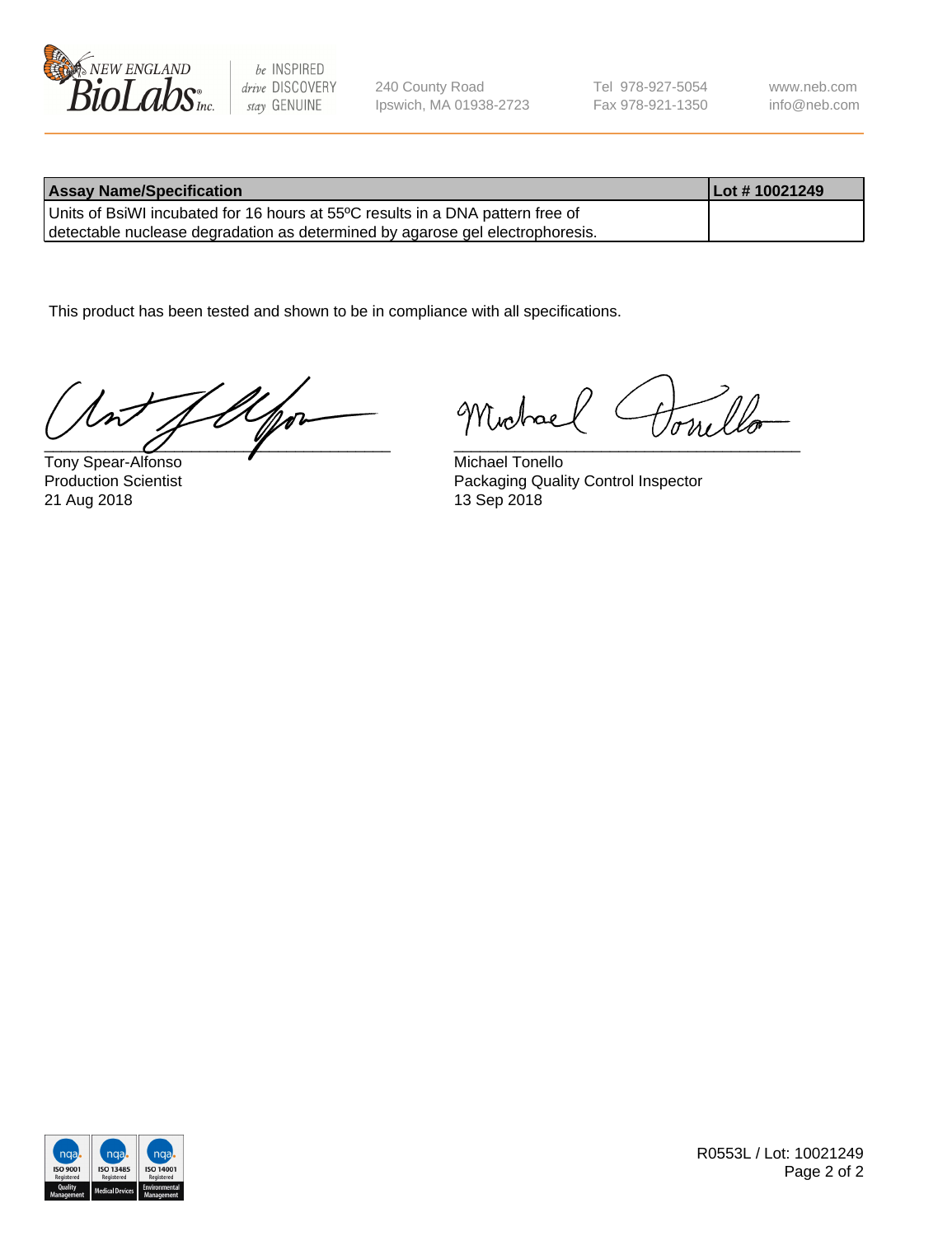| Assay Name/Specification | Lot # 10021249 |
| --- | --- |
| Units of BsiWI incubated for 16 hours at 55ºC results in a DNA pattern free of detectable nuclease degradation as determined by agarose gel electrophoresis. | |

This product has been tested and shown to be in compliance with all specifications.

Tony Spear-Alfonso
Production Scientist
21 Aug 2018

Michael Tonello
Packaging Quality Control Inspector
13 Sep 2018

R0553L / Lot: 10021249